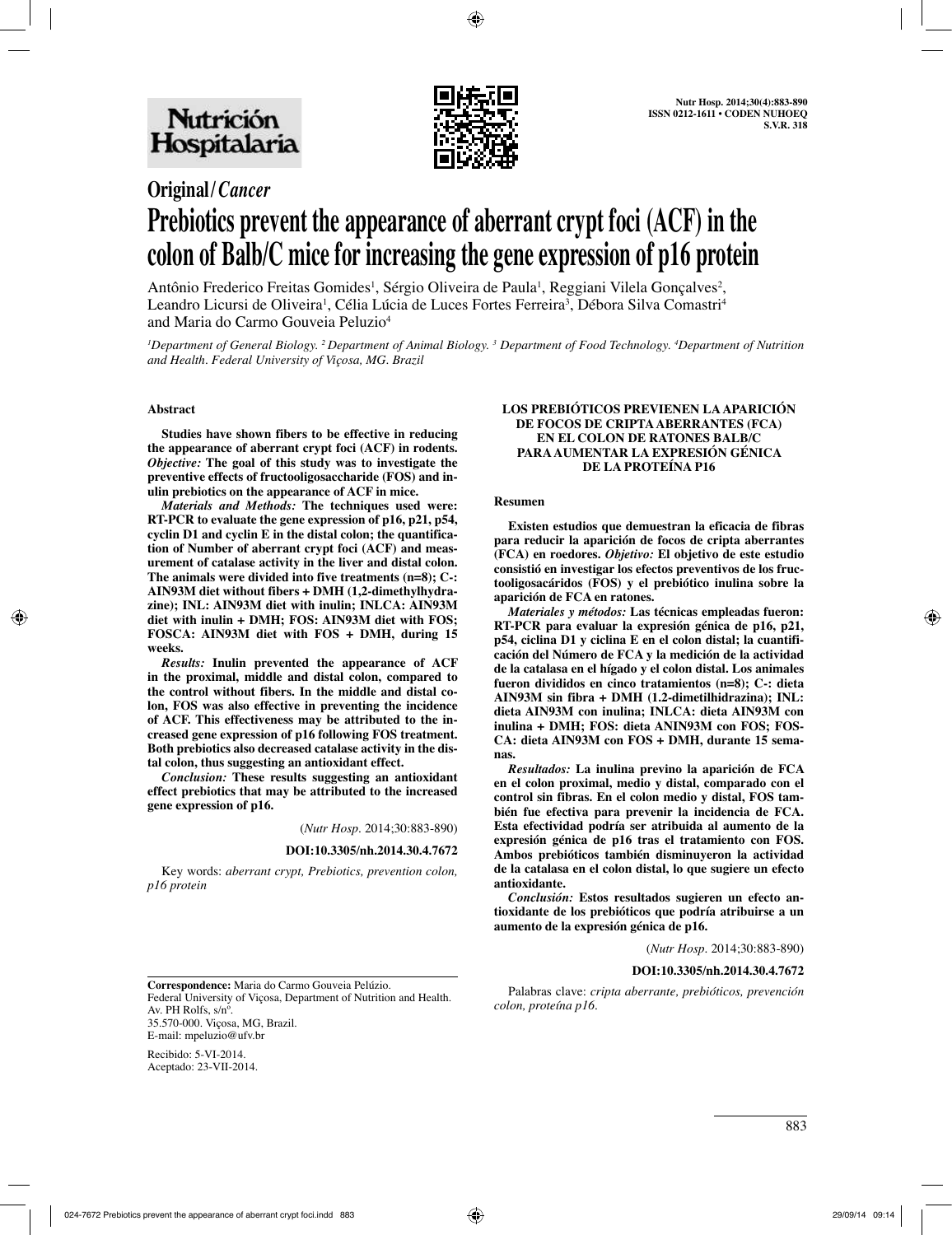**Original / *Cancer***

# Prebiotics prevent the appearance of aberrant crypt foci (ACF) in the colon of Balb/C mice for increasing the gene expression of p16 protein

Antônio Frederico Freitas Gomides[1], Sérgio Oliveira de Paula[1], Reggiani Vilela Gonçalves[2], Leandro Licursi de Oliveira[1], Célia Lúcia de Luces Fortes Ferreira[3], Débora Silva Comastri[4] and Maria do Carmo Gouveia Peluzio[4]

[1]Department of General Biology. [2]Department of Animal Biology. [3]Department of Food Technology. [4]Department of Nutrition and Health. Federal University of Viçosa, MG. Brazil

## Abstract

**Studies have shown fibers to be effective in reducing the appearance of aberrant crypt foci (ACF) in rodents. *Objective:* The goal of this study was to investigate the preventive effects of fructooligosaccharide (FOS) and inulin prebiotics on the appearance of ACF in mice.**

***Materials and Methods:* The techniques used were: RT-PCR to evaluate the gene expression of p16, p21, p54, cyclin D1 and cyclin E in the distal colon; the quantification of Number of aberrant crypt foci (ACF) and measurement of catalase activity in the liver and distal colon. The animals were divided into five treatments (n=8); C-: AIN93M diet without fibers + DMH (1,2-dimethylhydrazine); INL: AIN93M diet with inulin; INLCA: AIN93M diet with inulin + DMH; FOS: AIN93M diet with FOS; FOSCA: AIN93M diet with FOS + DMH, during 15 weeks.**

***Results:* Inulin prevented the appearance of ACF in the proximal, middle and distal colon, compared to the control without fibers. In the middle and distal colon, FOS was also effective in preventing the incidence of ACF. This effectiveness may be attributed to the increased gene expression of p16 following FOS treatment. Both prebiotics also decreased catalase activity in the distal colon, thus suggesting an antioxidant effect.**

***Conclusion:* These results suggesting an antioxidant effect prebiotics that may be attributed to the increased gene expression of p16.**

(*Nutr Hosp*. 2014;30:883-890)

**DOI:10.3305/nh.2014.30.4.7672**

Key words: *aberrant crypt, Prebiotics, prevention colon, p16 protein*

## LOS PREBIÓTICOS PREVIENEN LA APARICIÓN DE FOCOS DE CRIPTA ABERRANTES (FCA) EN EL COLON DE RATONES BALB/C PARA AUMENTAR LA EXPRESIÓN GÉNICA DE LA PROTEÍNA P16

### Resumen

**Existen estudios que demuestran la eficacia de fibras para reducir la aparición de focos de cripta aberrantes (FCA) en roedores. *Objetivo:* El objetivo de este estudio consistió en investigar los efectos preventivos de los fructooligosacáridos (FOS) y el prebiótico inulina sobre la aparición de FCA en ratones.**

***Materiales y métodos:* Las técnicas empleadas fueron: RT-PCR para evaluar la expresión génica de p16, p21, p54, ciclina D1 y ciclina E en el colon distal; la cuantificación del Número de FCA y la medición de la actividad de la catalasa en el hígado y el colon distal. Los animales fueron divididos en cinco tratamientos (n=8); C-: dieta AIN93M sin fibra + DMH (1.2-dimetilhidrazina); INL: dieta AIN93M con inulina; INLCA: dieta AIN93M con inulina + DMH; FOS: dieta ANIN93M con FOS; FOSCA: dieta AIN93M con FOS + DMH, durante 15 semanas.**

***Resultados:* La inulina previno la aparición de FCA en el colon proximal, medio y distal, comparado con el control sin fibras. En el colon medio y distal, FOS también fue efectiva para prevenir la incidencia de FCA. Esta efectividad podría ser atribuida al aumento de la expresión génica de p16 tras el tratamiento con FOS. Ambos prebióticos también disminuyeron la actividad de la catalasa en el colon distal, lo que sugiere un efecto antioxidante.**

***Conclusión:* Estos resultados sugieren un efecto antioxidante de los prebióticos que podría atribuirse a un aumento de la expresión génica de p16.**

(*Nutr Hosp*. 2014;30:883-890)

**DOI:10.3305/nh.2014.30.4.7672**

Palabras clave: *cripta aberrante, prebióticos, prevención colon, proteína p16.*

---

**Correspondence:** Maria do Carmo Gouveia Pelúzio.
Federal University of Viçosa, Department of Nutrition and Health.
Av. PH Rolfs, s/nº.
35.570-000. Viçosa, MG, Brazil.
E-mail: mpeluzio@ufv.br

Recibido: 5-VI-2014.
Aceptado: 23-VII-2014.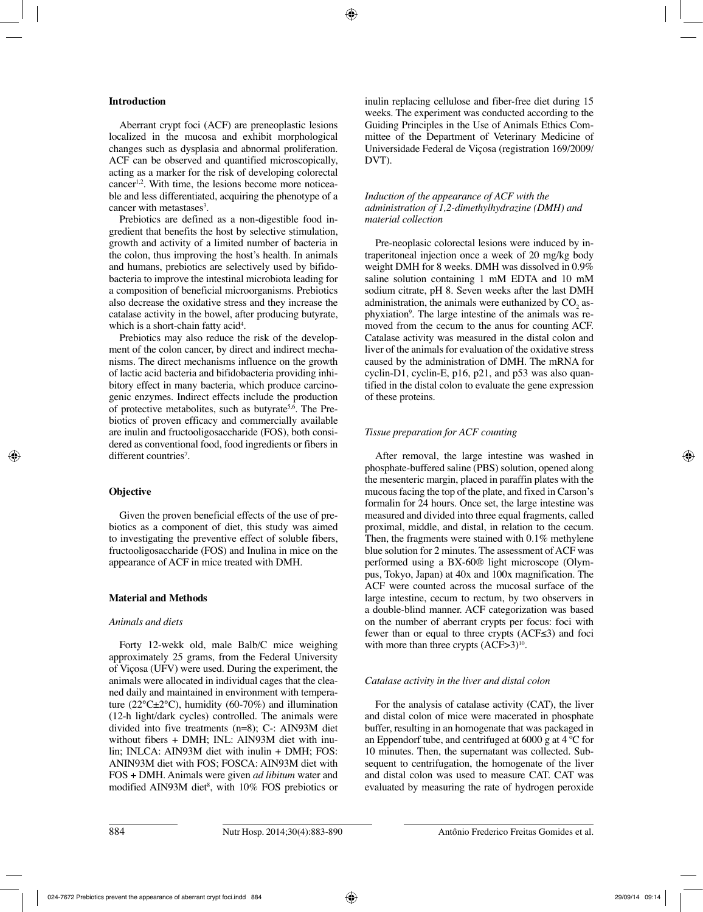## Introduction

Aberrant crypt foci (ACF) are preneoplastic lesions localized in the mucosa and exhibit morphological changes such as dysplasia and abnormal proliferation. ACF can be observed and quantified microscopically, acting as a marker for the risk of developing colorectal cancer[1,2]. With time, the lesions become more noticeable and less differentiated, acquiring the phenotype of a cancer with metastases[3].

Prebiotics are defined as a non-digestible food ingredient that benefits the host by selective stimulation, growth and activity of a limited number of bacteria in the colon, thus improving the host's health. In animals and humans, prebiotics are selectively used by bifidobacteria to improve the intestinal microbiota leading for a composition of beneficial microorganisms. Prebiotics also decrease the oxidative stress and they increase the catalase activity in the bowel, after producing butyrate, which is a short-chain fatty acid[4].

Prebiotics may also reduce the risk of the development of the colon cancer, by direct and indirect mechanisms. The direct mechanisms influence on the growth of lactic acid bacteria and bifidobacteria providing inhibitory effect in many bacteria, which produce carcinogenic enzymes. Indirect effects include the production of protective metabolites, such as butyrate[5,6]. The Prebiotics of proven efficacy and commercially available are inulin and fructooligosaccharide (FOS), both considered as conventional food, food ingredients or fibers in different countries[7].

## Objective

Given the proven beneficial effects of the use of prebiotics as a component of diet, this study was aimed to investigating the preventive effect of soluble fibers, fructooligosaccharide (FOS) and Inulina in mice on the appearance of ACF in mice treated with DMH.

## Material and Methods

### *Animals and diets*

Forty 12-wekk old, male Balb/C mice weighing approximately 25 grams, from the Federal University of Viçosa (UFV) were used. During the experiment, the animals were allocated in individual cages that the cleaned daily and maintained in environment with temperature (22°C±2°C), humidity (60-70%) and illumination (12-h light/dark cycles) controlled. The animals were divided into five treatments (n=8); C-: AIN93M diet without fibers + DMH; INL: AIN93M diet with inulin; INLCA: AIN93M diet with inulin + DMH; FOS: ANIN93M diet with FOS; FOSCA: AIN93M diet with FOS + DMH. Animals were given *ad libitum* water and modified AIN93M diet[8], with 10% FOS prebiotics or inulin replacing cellulose and fiber-free diet during 15 weeks. The experiment was conducted according to the Guiding Principles in the Use of Animals Ethics Committee of the Department of Veterinary Medicine of Universidade Federal de Viçosa (registration 169/2009/DVT).

### *Induction of the appearance of ACF with the administration of 1,2-dimethylhydrazine (DMH) and material collection*

Pre-neoplasic colorectal lesions were induced by intraperitoneal injection once a week of 20 mg/kg body weight DMH for 8 weeks. DMH was dissolved in 0.9% saline solution containing 1 mM EDTA and 10 mM sodium citrate, pH 8. Seven weeks after the last DMH administration, the animals were euthanized by $CO_2$ asphyxiation[9]. The large intestine of the animals was removed from the cecum to the anus for counting ACF. Catalase activity was measured in the distal colon and liver of the animals for evaluation of the oxidative stress caused by the administration of DMH. The mRNA for cyclin-D1, cyclin-E, p16, p21, and p53 was also quantified in the distal colon to evaluate the gene expression of these proteins.

### *Tissue preparation for ACF counting*

After removal, the large intestine was washed in phosphate-buffered saline (PBS) solution, opened along the mesenteric margin, placed in paraffin plates with the mucous facing the top of the plate, and fixed in Carson's formalin for 24 hours. Once set, the large intestine was measured and divided into three equal fragments, called proximal, middle, and distal, in relation to the cecum. Then, the fragments were stained with 0.1% methylene blue solution for 2 minutes. The assessment of ACF was performed using a BX-60® light microscope (Olympus, Tokyo, Japan) at 40x and 100x magnification. The ACF were counted across the mucosal surface of the large intestine, cecum to rectum, by two observers in a double-blind manner. ACF categorization was based on the number of aberrant crypts per focus: foci with fewer than or equal to three crypts (ACF≤3) and foci with more than three crypts (ACF>3)[10].

### *Catalase activity in the liver and distal colon*

For the analysis of catalase activity (CAT), the liver and distal colon of mice were macerated in phosphate buffer, resulting in an homogenate that was packaged in an Eppendorf tube, and centrifuged at 6000 g at 4 ºC for 10 minutes. Then, the supernatant was collected. Subsequent to centrifugation, the homogenate of the liver and distal colon was used to measure CAT. CAT was evaluated by measuring the rate of hydrogen peroxide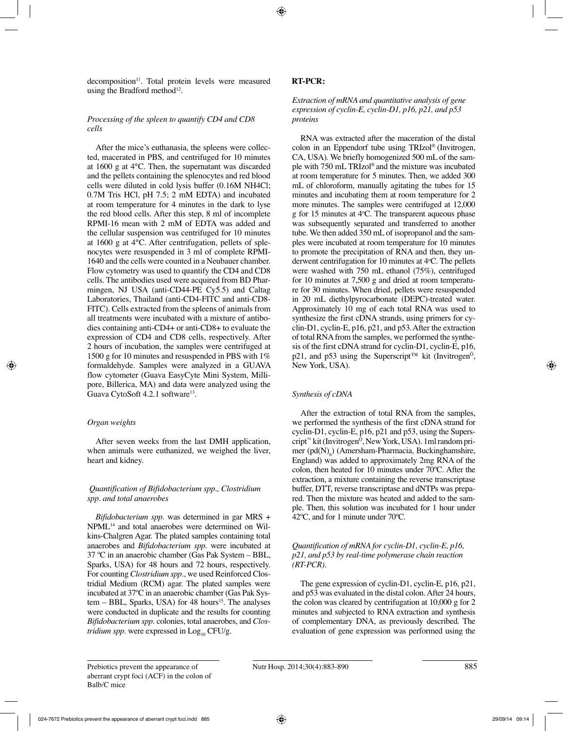decomposition[11]. Total protein levels were measured using the Bradford method[12].

*Processing of the spleen to quantify CD4 and CD8 cells*

After the mice's euthanasia, the spleens were collected, macerated in PBS, and centrifuged for 10 minutes at 1600 g at 4°C. Then, the supernatant was discarded and the pellets containing the splenocytes and red blood cells were diluted in cold lysis buffer (0.16M $NH_4Cl$; 0.7M Tris HCl, pH 7.5; 2 mM EDTA) and incubated at room temperature for 4 minutes in the dark to lyse the red blood cells. After this step, 8 ml of incomplete RPMI-16 mean with 2 mM of EDTA was added and the cellular suspension was centrifuged for 10 minutes at 1600 g at 4°C. After centrifugation, pellets of splenocytes were resuspended in 3 ml of complete RPMI-1640 and the cells were counted in a Neubauer chamber. Flow cytometry was used to quantify the CD4 and CD8 cells. The antibodies used were acquired from BD Pharmingen, NJ USA (anti-CD44-PE Cy5.5) and Caltag Laboratories, Thailand (anti-CD4-FITC and anti-CD8-FITC). Cells extracted from the spleens of animals from all treatments were incubated with a mixture of antibodies containing anti-CD4+ or anti-CD8+ to evaluate the expression of CD4 and CD8 cells, respectively. After 2 hours of incubation, the samples were centrifuged at 1500 g for 10 minutes and resuspended in PBS with 1% formaldehyde. Samples were analyzed in a GUAVA flow cytometer (Guava EasyCyte Mini System, Millipore, Billerica, MA) and data were analyzed using the Guava CytoSoft 4.2.1 software[13].

*Organ weights*

After seven weeks from the last DMH application, when animals were euthanized, we weighed the liver, heart and kidney.

*Quantification of Bifidobacterium spp., Clostridium spp. and total anaerobes*

*Bifidobacterium spp.* was determined in gar MRS + NPML[14] and total anaerobes were determined on Wilkins-Chalgren Agar. The plated samples containing total anaerobes and *Bifidobacterium spp.* were incubated at 37 ºC in an anaerobic chamber (Gas Pak System – BBL, Sparks, USA) for 48 hours and 72 hours, respectively. For counting *Clostridium spp*., we used Reinforced Clostridial Medium (RCM) agar. The plated samples were incubated at 37ºC in an anaerobic chamber (Gas Pak System – BBL, Sparks, USA) for 48 hours[15]. The analyses were conducted in duplicate and the results for counting *Bifidobacterium spp.* colonies, total anaerobes, and *Clostridium spp.* were expressed in $Log_{10}$ CFU/g.

**RT-PCR:**

*Extraction of mRNA and quantitative analysis of gene expression of cyclin-E, cyclin-D1, p16, p21, and p53 proteins*

RNA was extracted after the maceration of the distal colon in an Eppendorf tube using TRIzol® (Invitrogen, CA, USA). We briefly homogenized 500 mL of the sample with 750 mL TRIzol® and the mixture was incubated at room temperature for 5 minutes. Then, we added 300 mL of chloroform, manually agitating the tubes for 15 minutes and incubating them at room temperature for 2 more minutes. The samples were centrifuged at 12,000 g for 15 minutes at 4ºC. The transparent aqueous phase was subsequently separated and transferred to another tube. We then added 350 mL of isopropanol and the samples were incubated at room temperature for 10 minutes to promote the precipitation of RNA and then, they underwent centrifugation for 10 minutes at 4ºC. The pellets were washed with 750 mL ethanol (75%), centrifuged for 10 minutes at 7,500 g and dried at room temperature for 30 minutes. When dried, pellets were resuspended in 20 mL diethylpyrocarbonate (DEPC)-treated water. Approximately 10 mg of each total RNA was used to synthesize the first cDNA strands, using primers for cyclin-D1, cyclin-E, p16, p21, and p53. After the extraction of total RNA from the samples, we performed the synthesis of the first cDNA strand for cyclin-D1, cyclin-E, p16, p21, and p53 using the Superscript™ kit (Invitrogen©, New York, USA).

*Synthesis of cDNA*

After the extraction of total RNA from the samples, we performed the synthesis of the first cDNA strand for cyclin-D1, cyclin-E, p16, p21 and p53, using the Superscript™ kit (Invitrogen©, New York, USA). 1ml random primer ($pd(N)_6$) (Amersham-Pharmacia, Buckinghamshire, England) was added to approximately 2mg RNA of the colon, then heated for 10 minutes under 70ºC. After the extraction, a mixture containing the reverse transcriptase buffer, DTT, reverse transcriptase and dNTPs was prepared. Then the mixture was heated and added to the sample. Then, this solution was incubated for 1 hour under 42ºC, and for 1 minute under 70ºC.

*Quantification of mRNA for cyclin-D1, cyclin-E, p16, p21, and p53 by real-time polymerase chain reaction (RT-PCR).*

The gene expression of cyclin-D1, cyclin-E, p16, p21, and p53 was evaluated in the distal colon. After 24 hours, the colon was cleared by centrifugation at 10,000 g for 2 minutes and subjected to RNA extraction and synthesis of complementary DNA, as previously described. The evaluation of gene expression was performed using the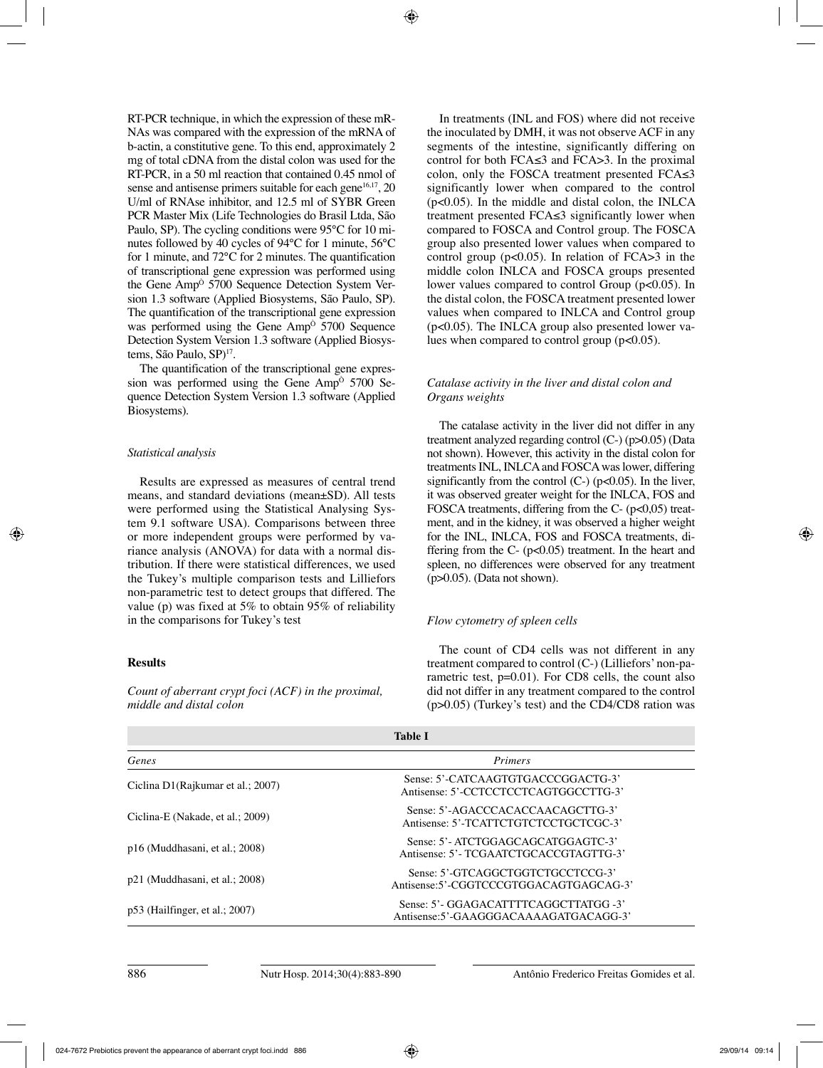RT-PCR technique, in which the expression of these mRNAs was compared with the expression of the mRNA of b-actin, a constitutive gene. To this end, approximately 2 mg of total cDNA from the distal colon was used for the RT-PCR, in a 50 ml reaction that contained 0.45 nmol of sense and antisense primers suitable for each gene[16,17], 20 U/ml of RNAse inhibitor, and 12.5 ml of SYBR Green PCR Master Mix (Life Technologies do Brasil Ltda, São Paulo, SP). The cycling conditions were 95°C for 10 minutes followed by 40 cycles of 94°C for 1 minute, 56°C for 1 minute, and 72°C for 2 minutes. The quantification of transcriptional gene expression was performed using the Gene Amp© 5700 Sequence Detection System Version 1.3 software (Applied Biosystems, São Paulo, SP). The quantification of the transcriptional gene expression was performed using the Gene Amp© 5700 Sequence Detection System Version 1.3 software (Applied Biosystems, São Paulo, SP)[17].

The quantification of the transcriptional gene expression was performed using the Gene Amp© 5700 Sequence Detection System Version 1.3 software (Applied Biosystems).

*Statistical analysis*

Results are expressed as measures of central trend means, and standard deviations (mean±SD). All tests were performed using the Statistical Analysing System 9.1 software USA). Comparisons between three or more independent groups were performed by variance analysis (ANOVA) for data with a normal distribution. If there were statistical differences, we used the Tukey's multiple comparison tests and Lilliefors non-parametric test to detect groups that differed. The value (p) was fixed at 5% to obtain 95% of reliability in the comparisons for Tukey's test

**Results**

*Count of aberrant crypt foci (ACF) in the proximal, middle and distal colon*

In treatments (INL and FOS) where did not receive the inoculated by DMH, it was not observe ACF in any segments of the intestine, significantly differing on control for both FCA≤3 and FCA>3. In the proximal colon, only the FOSCA treatment presented FCA≤3 significantly lower when compared to the control ($p<0.05$). In the middle and distal colon, the INLCA treatment presented FCA≤3 significantly lower when compared to FOSCA and Control group. The FOSCA group also presented lower values when compared to control group ($p<0.05$). In relation of FCA>3 in the middle colon INLCA and FOSCA groups presented lower values compared to control Group ($p<0.05$). In the distal colon, the FOSCA treatment presented lower values when compared to INLCA and Control group ($p<0.05$). The INLCA group also presented lower values when compared to control group ($p<0.05$).

*Catalase activity in the liver and distal colon and Organs weights*

The catalase activity in the liver did not differ in any treatment analyzed regarding control (C-) ($p>0.05$) (Data not shown). However, this activity in the distal colon for treatments INL, INLCA and FOSCA was lower, differing significantly from the control (C-) ($p<0.05$). In the liver, it was observed greater weight for the INLCA, FOS and FOSCA treatments, differing from the C- ($p<0,05$) treatment, and in the kidney, it was observed a higher weight for the INL, INLCA, FOS and FOSCA treatments, differing from the C- ($p<0.05$) treatment. In the heart and spleen, no differences were observed for any treatment ($p>0.05$). (Data not shown).

*Flow cytometry of spleen cells*

The count of CD4 cells was not different in any treatment compared to control (C-) (Lilliefors' non-parametric test, $p=0.01$). For CD8 cells, the count also did not differ in any treatment compared to the control ($p>0.05$) (Turkey's test) and the CD4/CD8 ration was

**Table I**

| *Genes* | *Primers* |
|---|---|
| Ciclina D1(Rajkumar et al.; 2007) | Sense: 5'-CATCAAGTGTGACCCGGACTG-3'<br>Antisense: 5'-CCTCCTCCTCAGTGGCCTTG-3' |
| Ciclina-E (Nakade, et al.; 2009) | Sense: 5'-AGACCCACACCAACAGCTTG-3'<br>Antisense: 5'-TCATTCTGTCTCCTGCTCGC-3' |
| p16 (Muddhasani, et al.; 2008) | Sense: 5'- ATCTGGAGCAGCATGGAGTC-3'<br>Antisense: 5'- TCGAATCTGCACCGTAGTTG-3' |
| p21 (Muddhasani, et al.; 2008) | Sense: 5'-GTCAGGCTGGTCTGCCTCCG-3'<br>Antisense:5'-CGGTCCCGTGGACAGTGAGCAG-3' |
| p53 (Hailfinger, et al.; 2007) | Sense: 5'- GGAGACATTTTCAGGCTTATGG -3'<br>Antisense:5'-GAAGGGACAAAAGATGACAGG-3' |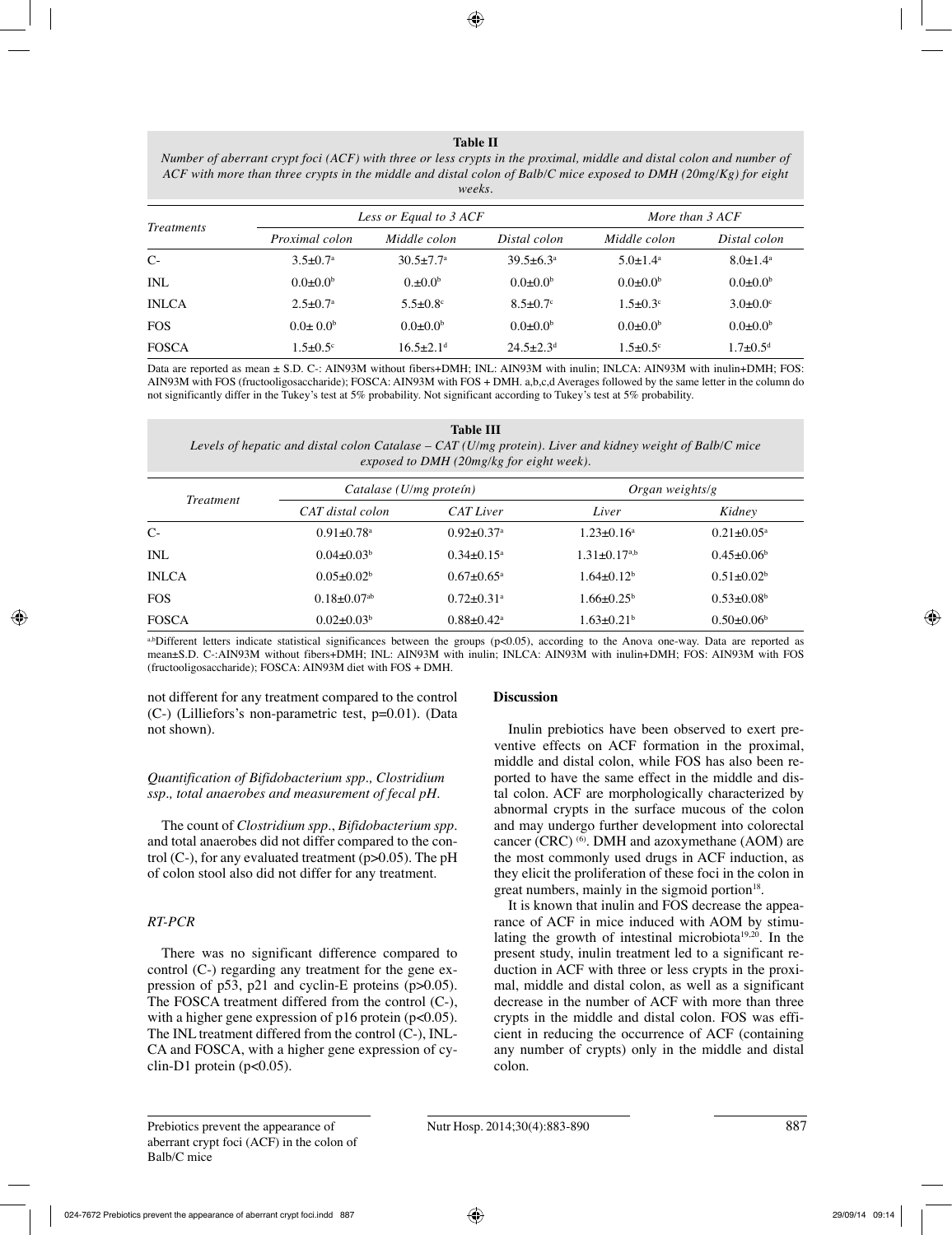**Table II**

*Number of aberrant crypt foci (ACF) with three or less crypts in the proximal, middle and distal colon and number of ACF with more than three crypts in the middle and distal colon of Balb/C mice exposed to DMH (20mg/Kg) for eight weeks.*

| *Treatments* | *Less or Equal to 3 ACF* | | | *More than 3 ACF* | |
|---|---|---|---|---|---|
| | *Proximal colon* | *Middle colon* | *Distal colon* | *Middle colon* | *Distal colon* |
| C- | 3.5±0.7[a] | 30.5±7.7[a] | 39.5±6.3[a] | 5.0±1.4[a] | 8.0±1.4[a] |
| INL | 0.0±0.0[b] | 0.±0.0[b] | 0.0±0.0[b] | 0.0±0.0[b] | 0.0±0.0[b] |
| INLCA | 2.5±0.7[a] | 5.5±0.8[c] | 8.5±0.7[c] | 1.5±0.3[c] | 3.0±0.0[c] |
| FOS | 0.0± 0.0[b] | 0.0±0.0[b] | 0.0±0.0[b] | 0.0±0.0[b] | 0.0±0.0[b] |
| FOSCA | 1.5±0.5[c] | 16.5±2.1[d] | 24.5±2.3[d] | 1.5±0.5[c] | 1.7±0.5[d] |

Data are reported as mean ± S.D. C-: AIN93M without fibers+DMH; INL: AIN93M with inulin; INLCA: AIN93M with inulin+DMH; FOS: AIN93M with FOS (fructooligosaccharide); FOSCA: AIN93M with FOS + DMH. a,b,c,d Averages followed by the same letter in the column do not significantly differ in the Tukey's test at 5% probability. Not significant according to Tukey's test at 5% probability.

**Table III**

*Levels of hepatic and distal colon Catalase – CAT (U/mg protein). Liver and kidney weight of Balb/C mice exposed to DMH (20mg/kg for eight week).*

| *Treatment* | *Catalase (U/mg proteín)* | | *Organ weights/g* | |
|---|---|---|---|---|
| | *CAT distal colon* | *CAT Liver* | *Liver* | *Kidney* |
| C- | 0.91±0.78[a] | 0.92±0.37[a] | 1.23±0.16[a] | 0.21±0.05[a] |
| INL | 0.04±0.03[b] | 0.34±0.15[a] | 1.31±0.17[a,b] | 0.45±0.06[b] |
| INLCA | 0.05±0.02[b] | 0.67±0.65[a] | 1.64±0.12[b] | 0.51±0.02[b] |
| FOS | 0.18±0.07[ab] | 0.72±0.31[a] | 1.66±0.25[b] | 0.53±0.08[b] |
| FOSCA | 0.02±0.03[b] | 0.88±0.42[a] | 1.63±0.21[b] | 0.50±0.06[b] |

[a,b]Different letters indicate statistical significances between the groups ($p<0.05$), according to the Anova one-way. Data are reported as mean±S.D. C-:AIN93M without fibers+DMH; INL: AIN93M with inulin; INLCA: AIN93M with inulin+DMH; FOS: AIN93M with FOS (fructooligosaccharide); FOSCA: AIN93M diet with FOS + DMH.

not different for any treatment compared to the control (C-) (Lilliefors's non-parametric test, $p=0.01$). (Data not shown).

### *Quantification of Bifidobacterium spp., Clostridium ssp., total anaerobes and measurement of fecal pH.*

The count of *Clostridium spp.*, *Bifidobacterium spp.* and total anaerobes did not differ compared to the control (C-), for any evaluated treatment ($p>0.05$). The pH of colon stool also did not differ for any treatment.

### *RT-PCR*

There was no significant difference compared to control (C-) regarding any treatment for the gene expression of p53, p21 and cyclin-E proteins ($p>0.05$). The FOSCA treatment differed from the control (C-), with a higher gene expression of p16 protein ($p<0.05$). The INL treatment differed from the control (C-), INLCA and FOSCA, with a higher gene expression of cyclin-D1 protein ($p<0.05$).

## Discussion

Inulin prebiotics have been observed to exert preventive effects on ACF formation in the proximal, middle and distal colon, while FOS has also been reported to have the same effect in the middle and distal colon. ACF are morphologically characterized by abnormal crypts in the surface mucous of the colon and may undergo further development into colorectal cancer (CRC) [6]. DMH and azoxymethane (AOM) are the most commonly used drugs in ACF induction, as they elicit the proliferation of these foci in the colon in great numbers, mainly in the sigmoid portion[18].

It is known that inulin and FOS decrease the appearance of ACF in mice induced with AOM by stimulating the growth of intestinal microbiota[19,20]. In the present study, inulin treatment led to a significant reduction in ACF with three or less crypts in the proximal, middle and distal colon, as well as a significant decrease in the number of ACF with more than three crypts in the middle and distal colon. FOS was efficient in reducing the occurrence of ACF (containing any number of crypts) only in the middle and distal colon.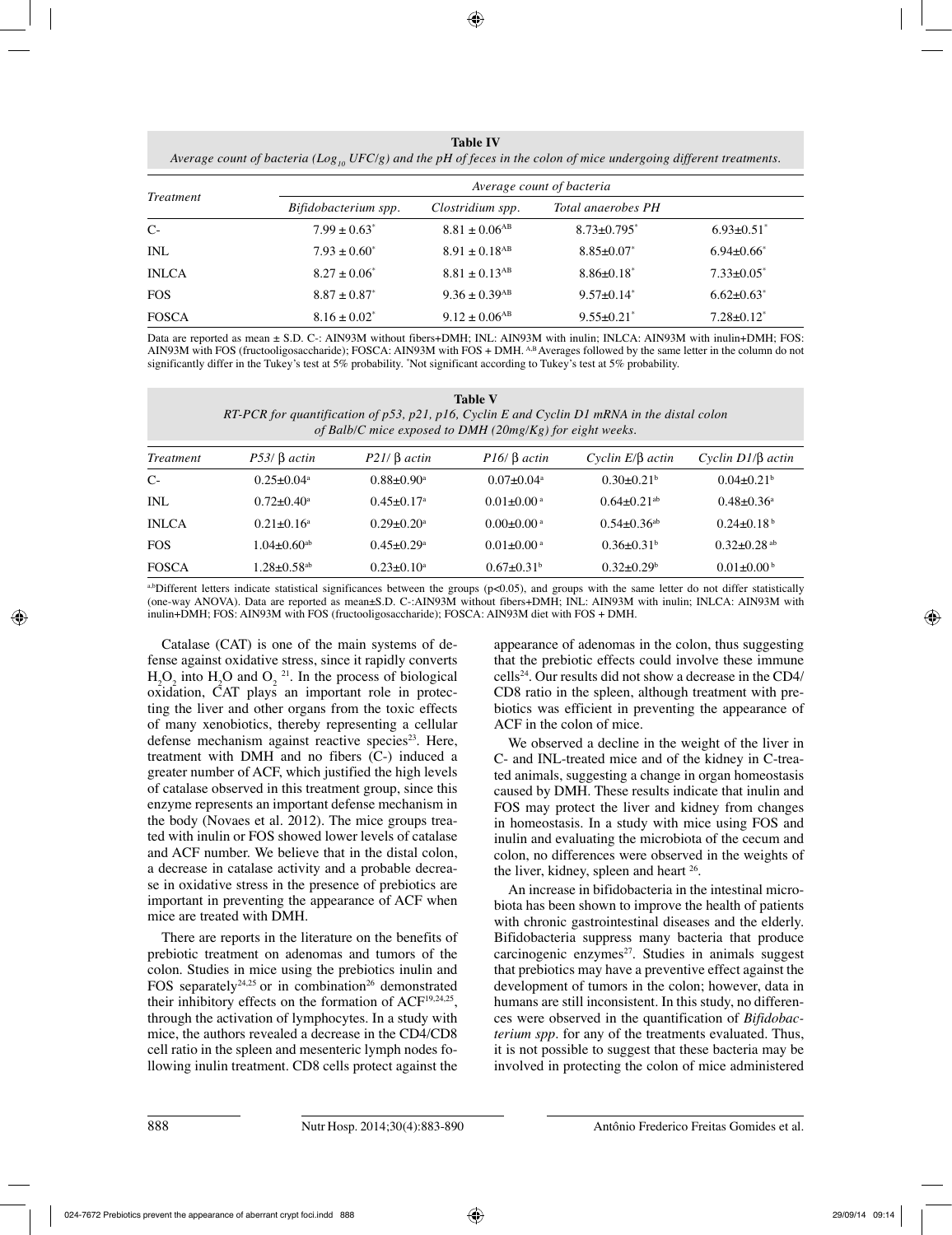**Table IV**
*Average count of bacteria ($Log_{10}$ UFC/g) and the pH of feces in the colon of mice undergoing different treatments.*

| Treatment | Average count of bacteria | | | |
|---|---|---|---|---|
| | *Bifidobacterium spp.* | *Clostridium spp.* | *Total anaerobes PH* | |
| C- | 7.99 ± 0.63* | 8.81 ± 0.06[AB] | 8.73±0.795* | 6.93±0.51* |
| INL | 7.93 ± 0.60* | 8.91 ± 0.18[AB] | 8.85±0.07* | 6.94±0.66* |
| INLCA | 8.27 ± 0.06* | 8.81 ± 0.13[AB] | 8.86±0.18* | 7.33±0.05* |
| FOS | 8.87 ± 0.87* | 9.36 ± 0.39[AB] | 9.57±0.14* | 6.62±0.63* |
| FOSCA | 8.16 ± 0.02* | 9.12 ± 0.06[AB] | 9.55±0.21* | 7.28±0.12* |

Data are reported as mean ± S.D. C-: AIN93M without fibers+DMH; INL: AIN93M with inulin; INLCA: AIN93M with inulin+DMH; FOS: AIN93M with FOS (fructooligosaccharide); FOSCA: AIN93M with FOS + DMH. [A,B] Averages followed by the same letter in the column do not significantly differ in the Tukey's test at 5% probability. *Not significant according to Tukey's test at 5% probability.

**Table V**
*RT-PCR for quantification of p53, p21, p16, Cyclin E and Cyclin D1 mRNA in the distal colon of Balb/C mice exposed to DMH (20mg/Kg) for eight weeks.*

| Treatment | P53/ β actin | P21/ β actin | P16/ β actin | Cyclin E/β actin | Cyclin D1/β actin |
|---|---|---|---|---|---|
| C- | 0.25±0.04[a] | 0.88±0.90[a] | 0.07±0.04[a] | 0.30±0.21[b] | 0.04±0.21[b] |
| INL | 0.72±0.40[a] | 0.45±0.17[a] | 0.01±0.00[a] | 0.64±0.21[ab] | 0.48±0.36[a] |
| INLCA | 0.21±0.16[a] | 0.29±0.20[a] | 0.00±0.00[a] | 0.54±0.36[ab] | 0.24±0.18[b] |
| FOS | 1.04±0.60[ab] | 0.45±0.29[a] | 0.01±0.00[a] | 0.36±0.31[b] | 0.32±0.28[ab] |
| FOSCA | 1.28±0.58[ab] | 0.23±0.10[a] | 0.67±0.31[b] | 0.32±0.29[b] | 0.01±0.00[b] |

[a,b] Different letters indicate statistical significances between the groups ($p<0.05$), and groups with the same letter do not differ statistically (one-way ANOVA). Data are reported as mean±S.D. C-:AIN93M without fibers+DMH; INL: AIN93M with inulin; INLCA: AIN93M with inulin+DMH; FOS: AIN93M with FOS (fructooligosaccharide); FOSCA: AIN93M diet with FOS + DMH.

Catalase (CAT) is one of the main systems of defense against oxidative stress, since it rapidly converts $H_2O_2$ into $H_2O$ and $O_2$ [21]. In the process of biological oxidation, CAT plays an important role in protecting the liver and other organs from the toxic effects of many xenobiotics, thereby representing a cellular defense mechanism against reactive species[23]. Here, treatment with DMH and no fibers (C-) induced a greater number of ACF, which justified the high levels of catalase observed in this treatment group, since this enzyme represents an important defense mechanism in the body (Novaes et al. 2012). The mice groups treated with inulin or FOS showed lower levels of catalase and ACF number. We believe that in the distal colon, a decrease in catalase activity and a probable decrease in oxidative stress in the presence of prebiotics are important in preventing the appearance of ACF when mice are treated with DMH.

There are reports in the literature on the benefits of prebiotic treatment on adenomas and tumors of the colon. Studies in mice using the prebiotics inulin and FOS separately[24,25] or in combination[26] demonstrated their inhibitory effects on the formation of ACF[19,24,25], through the activation of lymphocytes. In a study with mice, the authors revealed a decrease in the CD4/CD8 cell ratio in the spleen and mesenteric lymph nodes following inulin treatment. CD8 cells protect against the appearance of adenomas in the colon, thus suggesting that the prebiotic effects could involve these immune cells[24]. Our results did not show a decrease in the CD4/CD8 ratio in the spleen, although treatment with prebiotics was efficient in preventing the appearance of ACF in the colon of mice.

We observed a decline in the weight of the liver in C- and INL-treated mice and of the kidney in C-treated animals, suggesting a change in organ homeostasis caused by DMH. These results indicate that inulin and FOS may protect the liver and kidney from changes in homeostasis. In a study with mice using FOS and inulin and evaluating the microbiota of the cecum and colon, no differences were observed in the weights of the liver, kidney, spleen and heart [26].

An increase in bifidobacteria in the intestinal microbiota has been shown to improve the health of patients with chronic gastrointestinal diseases and the elderly. Bifidobacteria suppress many bacteria that produce carcinogenic enzymes[27]. Studies in animals suggest that prebiotics may have a preventive effect against the development of tumors in the colon; however, data in humans are still inconsistent. In this study, no differences were observed in the quantification of *Bifidobacterium spp.* for any of the treatments evaluated. Thus, it is not possible to suggest that these bacteria may be involved in protecting the colon of mice administered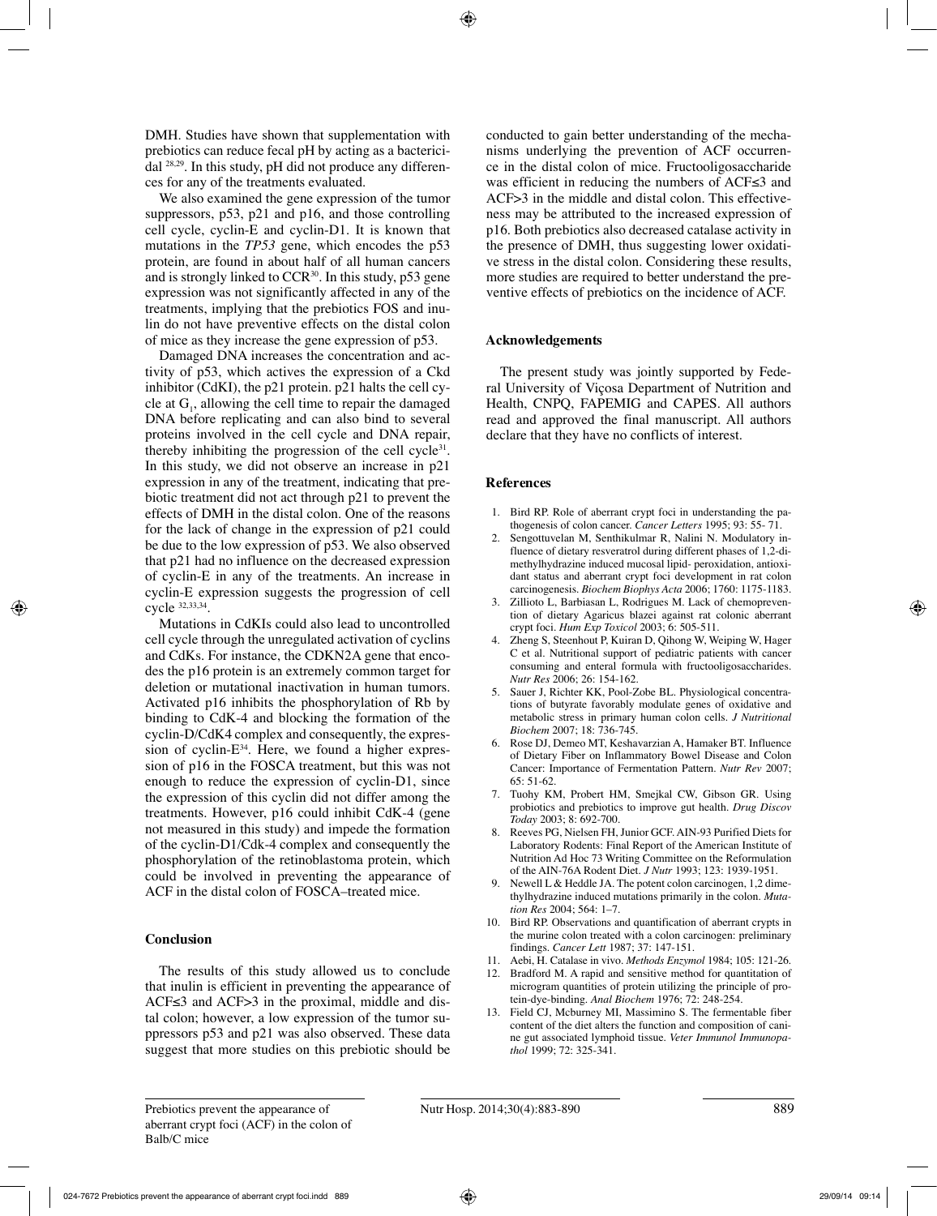DMH. Studies have shown that supplementation with prebiotics can reduce fecal pH by acting as a bactericidal [28,29]. In this study, pH did not produce any differences for any of the treatments evaluated.

We also examined the gene expression of the tumor suppressors, p53, p21 and p16, and those controlling cell cycle, cyclin-E and cyclin-D1. It is known that mutations in the *TP53* gene, which encodes the p53 protein, are found in about half of all human cancers and is strongly linked to CCR[30]. In this study, p53 gene expression was not significantly affected in any of the treatments, implying that the prebiotics FOS and inulin do not have preventive effects on the distal colon of mice as they increase the gene expression of p53.

Damaged DNA increases the concentration and activity of p53, which actives the expression of a Ckd inhibitor (CdKI), the p21 protein. p21 halts the cell cycle at $G_1$, allowing the cell time to repair the damaged DNA before replicating and can also bind to several proteins involved in the cell cycle and DNA repair, thereby inhibiting the progression of the cell cycle[31]. In this study, we did not observe an increase in p21 expression in any of the treatment, indicating that prebiotic treatment did not act through p21 to prevent the effects of DMH in the distal colon. One of the reasons for the lack of change in the expression of p21 could be due to the low expression of p53. We also observed that p21 had no influence on the decreased expression of cyclin-E in any of the treatments. An increase in cyclin-E expression suggests the progression of cell cycle [32,33,34].

Mutations in CdKIs could also lead to uncontrolled cell cycle through the unregulated activation of cyclins and CdKs. For instance, the CDKN2A gene that encodes the p16 protein is an extremely common target for deletion or mutational inactivation in human tumors. Activated p16 inhibits the phosphorylation of Rb by binding to CdK-4 and blocking the formation of the cyclin-D/CdK4 complex and consequently, the expression of cyclin-E[34]. Here, we found a higher expression of p16 in the FOSCA treatment, but this was not enough to reduce the expression of cyclin-D1, since the expression of this cyclin did not differ among the treatments. However, p16 could inhibit CdK-4 (gene not measured in this study) and impede the formation of the cyclin-D1/Cdk-4 complex and consequently the phosphorylation of the retinoblastoma protein, which could be involved in preventing the appearance of ACF in the distal colon of FOSCA–treated mice.

## Conclusion

The results of this study allowed us to conclude that inulin is efficient in preventing the appearance of ACF≤3 and ACF>3 in the proximal, middle and distal colon; however, a low expression of the tumor suppressors p53 and p21 was also observed. These data suggest that more studies on this prebiotic should be conducted to gain better understanding of the mechanisms underlying the prevention of ACF occurrence in the distal colon of mice. Fructooligosaccharide was efficient in reducing the numbers of ACF≤3 and ACF>3 in the middle and distal colon. This effectiveness may be attributed to the increased expression of p16. Both prebiotics also decreased catalase activity in the presence of DMH, thus suggesting lower oxidative stress in the distal colon. Considering these results, more studies are required to better understand the preventive effects of prebiotics on the incidence of ACF.

## Acknowledgements

The present study was jointly supported by Federal University of Viçosa Department of Nutrition and Health, CNPQ, FAPEMIG and CAPES. All authors read and approved the final manuscript. All authors declare that they have no conflicts of interest.

## References

1. Bird RP. Role of aberrant crypt foci in understanding the pathogenesis of colon cancer. *Cancer Letters* 1995; 93: 55- 71.
2. Sengottuvelan M, Senthikulmar R, Nalini N. Modulatory influence of dietary resveratrol during different phases of 1,2-dimethylhydrazine induced mucosal lipid- peroxidation, antioxidant status and aberrant crypt foci development in rat colon carcinogenesis. *Biochem Biophys Acta* 2006; 1760: 1175-1183.
3. Zillioto L, Barbiasan L, Rodrigues M. Lack of chemoprevention of dietary Agaricus blazei against rat colonic aberrant crypt foci. *Hum Exp Toxicol* 2003; 6: 505-511.
4. Zheng S, Steenhout P, Kuiran D, Qihong W, Weiping W, Hager C et al. Nutritional support of pediatric patients with cancer consuming and enteral formula with fructooligosaccharides. *Nutr Res* 2006; 26: 154-162.
5. Sauer J, Richter KK, Pool-Zobe BL. Physiological concentrations of butyrate favorably modulate genes of oxidative and metabolic stress in primary human colon cells. *J Nutritional Biochem* 2007; 18: 736-745.
6. Rose DJ, Demeo MT, Keshavarzian A, Hamaker BT. Influence of Dietary Fiber on Inflammatory Bowel Disease and Colon Cancer: Importance of Fermentation Pattern. *Nutr Rev* 2007; 65: 51-62.
7. Tuohy KM, Probert HM, Smejkal CW, Gibson GR. Using probiotics and prebiotics to improve gut health. *Drug Discov Today* 2003; 8: 692-700.
8. Reeves PG, Nielsen FH, Junior GCF. AIN-93 Purified Diets for Laboratory Rodents: Final Report of the American Institute of Nutrition Ad Hoc 73 Writing Committee on the Reformulation of the AIN-76A Rodent Diet. *J Nutr* 1993; 123: 1939-1951.
9. Newell L & Heddle JA. The potent colon carcinogen, 1,2 dimethylhydrazine induced mutations primarily in the colon. *Mutation Res* 2004; 564: 1–7.
10. Bird RP. Observations and quantification of aberrant crypts in the murine colon treated with a colon carcinogen: preliminary findings. *Cancer Lett* 1987; 37: 147-151.
11. Aebi, H. Catalase in vivo. *Methods Enzymol* 1984; 105: 121-26.
12. Bradford M. A rapid and sensitive method for quantitation of microgram quantities of protein utilizing the principle of protein-dye-binding. *Anal Biochem* 1976; 72: 248-254.
13. Field CJ, Mcburney MI, Massimino S. The fermentable fiber content of the diet alters the function and composition of canine gut associated lymphoid tissue. *Veter Immunol Immunopathol* 1999; 72: 325-341.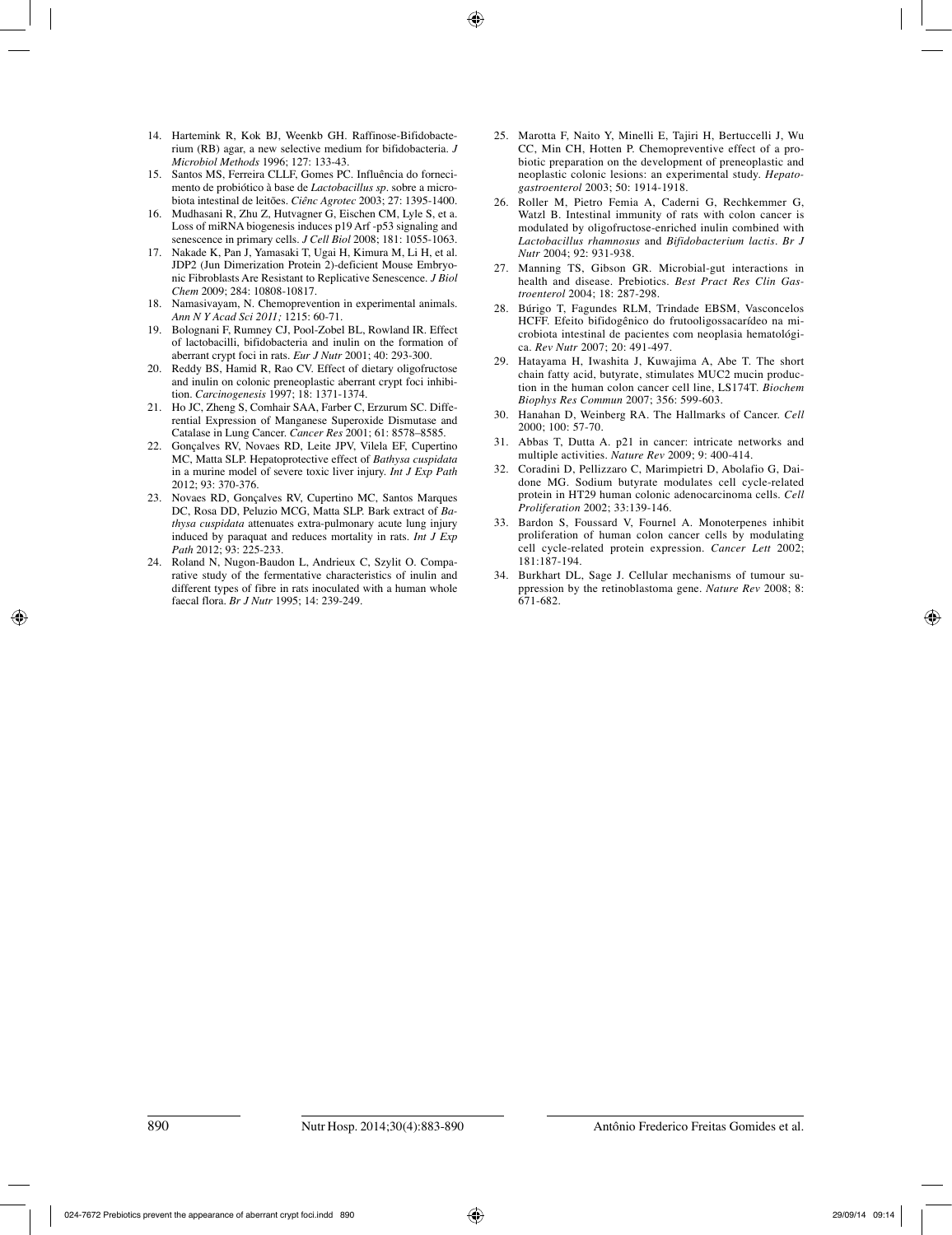14. Hartemink R, Kok BJ, Weenkb GH. Raffinose-Bifidobacterium (RB) agar, a new selective medium for bifidobacteria. *J Microbiol Methods* 1996; 127: 133-43.
15. Santos MS, Ferreira CLLF, Gomes PC. Influência do fornecimento de probiótico à base de *Lactobacillus sp*. sobre a microbiota intestinal de leitões. *Ciênc Agrotec* 2003; 27: 1395-1400.
16. Mudhasani R, Zhu Z, Hutvagner G, Eischen CM, Lyle S, et a. Loss of miRNA biogenesis induces p19 Arf -p53 signaling and senescence in primary cells. *J Cell Biol* 2008; 181: 1055-1063.
17. Nakade K, Pan J, Yamasaki T, Ugai H, Kimura M, Li H, et al. JDP2 (Jun Dimerization Protein 2)-deficient Mouse Embryonic Fibroblasts Are Resistant to Replicative Senescence. *J Biol Chem* 2009; 284: 10808-10817.
18. Namasivayam, N. Chemoprevention in experimental animals. *Ann N Y Acad Sci 2011;* 1215: 60-71.
19. Bolognani F, Rumney CJ, Pool-Zobel BL, Rowland IR. Effect of lactobacilli, bifidobacteria and inulin on the formation of aberrant crypt foci in rats. *Eur J Nutr* 2001; 40: 293-300.
20. Reddy BS, Hamid R, Rao CV. Effect of dietary oligofructose and inulin on colonic preneoplastic aberrant crypt foci inhibition. *Carcinogenesis* 1997; 18: 1371-1374.
21. Ho JC, Zheng S, Comhair SAA, Farber C, Erzurum SC. Differential Expression of Manganese Superoxide Dismutase and Catalase in Lung Cancer. *Cancer Res* 2001; 61: 8578–8585.
22. Gonçalves RV, Novaes RD, Leite JPV, Vilela EF, Cupertino MC, Matta SLP. Hepatoprotective effect of *Bathysa cuspidata* in a murine model of severe toxic liver injury. *Int J Exp Path* 2012; 93: 370-376.
23. Novaes RD, Gonçalves RV, Cupertino MC, Santos Marques DC, Rosa DD, Peluzio MCG, Matta SLP. Bark extract of *Bathysa cuspidata* attenuates extra-pulmonary acute lung injury induced by paraquat and reduces mortality in rats. *Int J Exp Path* 2012; 93: 225-233.
24. Roland N, Nugon-Baudon L, Andrieux C, Szylit O. Comparative study of the fermentative characteristics of inulin and different types of fibre in rats inoculated with a human whole faecal flora. *Br J Nutr* 1995; 14: 239-249.
25. Marotta F, Naito Y, Minelli E, Tajiri H, Bertuccelli J, Wu CC, Min CH, Hotten P. Chemopreventive effect of a probiotic preparation on the development of preneoplastic and neoplastic colonic lesions: an experimental study. *Hepatogastroenterol* 2003; 50: 1914-1918.
26. Roller M, Pietro Femia A, Caderni G, Rechkemmer G, Watzl B. Intestinal immunity of rats with colon cancer is modulated by oligofructose-enriched inulin combined with *Lactobacillus rhamnosus* and *Bifidobacterium lactis*. *Br J Nutr* 2004; 92: 931-938.
27. Manning TS, Gibson GR. Microbial-gut interactions in health and disease. Prebiotics. *Best Pract Res Clin Gastroenterol* 2004; 18: 287-298.
28. Búrigo T, Fagundes RLM, Trindade EBSM, Vasconcelos HCFF. Efeito bifidogênico do frutooligossacarídeo na microbiota intestinal de pacientes com neoplasia hematológica. *Rev Nutr* 2007; 20: 491-497.
29. Hatayama H, Iwashita J, Kuwajima A, Abe T. The short chain fatty acid, butyrate, stimulates MUC2 mucin production in the human colon cancer cell line, LS174T. *Biochem Biophys Res Commun* 2007; 356: 599-603.
30. Hanahan D, Weinberg RA. The Hallmarks of Cancer. *Cell* 2000; 100: 57-70.
31. Abbas T, Dutta A. p21 in cancer: intricate networks and multiple activities. *Nature Rev* 2009; 9: 400-414.
32. Coradini D, Pellizzaro C, Marimpietri D, Abolafio G, Daidone MG. Sodium butyrate modulates cell cycle-related protein in HT29 human colonic adenocarcinoma cells. *Cell Proliferation* 2002; 33:139-146.
33. Bardon S, Foussard V, Fournel A. Monoterpenes inhibit proliferation of human colon cancer cells by modulating cell cycle-related protein expression. *Cancer Lett* 2002; 181:187-194.
34. Burkhart DL, Sage J. Cellular mechanisms of tumour suppression by the retinoblastoma gene. *Nature Rev* 2008; 8: 671-682.